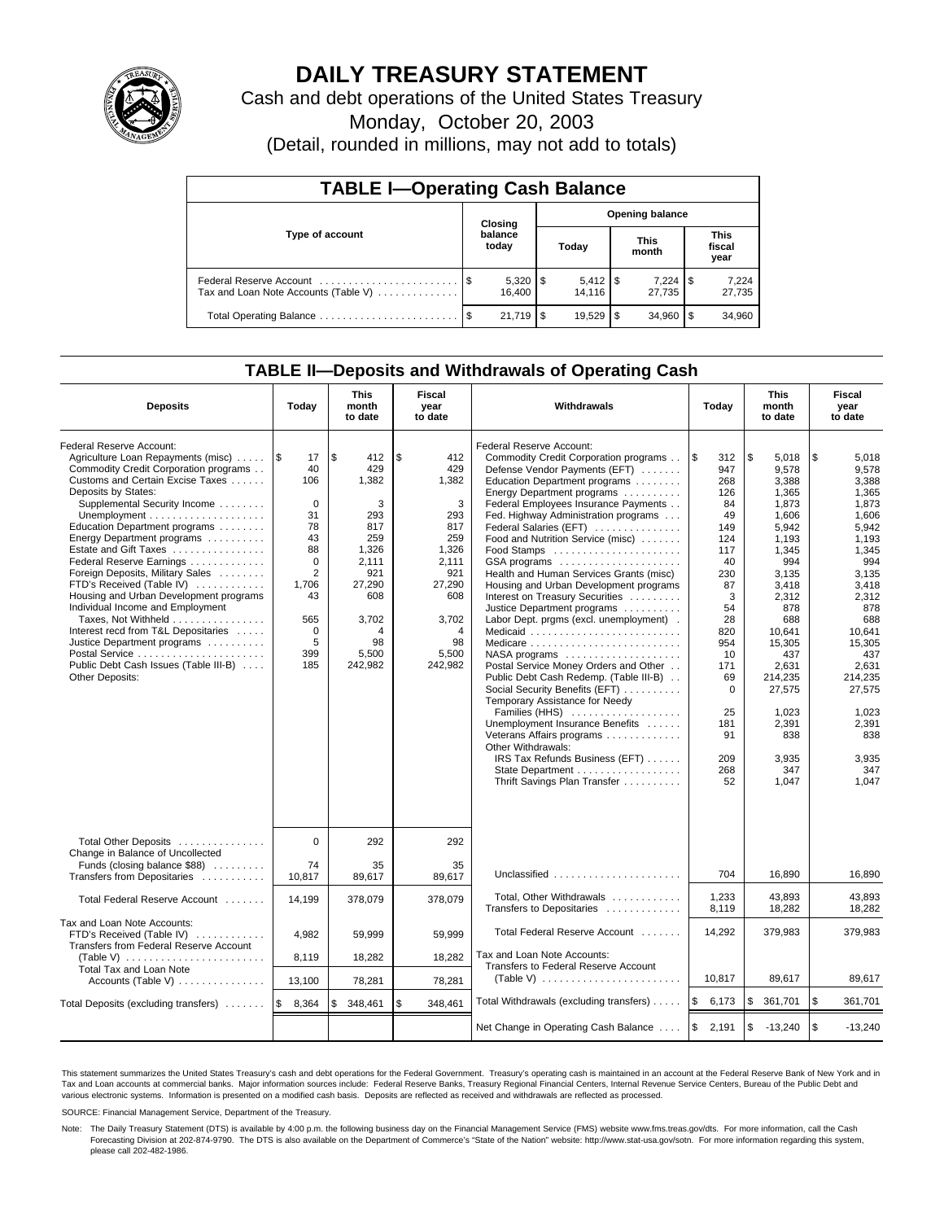# DAILY TREASURY STATEMENT

Cash and debt operations of the United States Treasury

Monday, October 20, 2003

(Detail, rounded in millions, may not add to totals)

## TABLE I—Operating Cash Balance

| Type of account | Closing balance today | Opening balance Today | Opening balance This month | Opening balance This fiscal year |
|---|---|---|---|---|
| Federal Reserve Account | $ 5,320 | $ 5,412 | $ 7,224 | $ 7,224 |
| Tax and Loan Note Accounts (Table V) | 16,400 | 14,116 | 27,735 | 27,735 |
| Total Operating Balance | $ 21,719 | $ 19,529 | $ 34,960 | $ 34,960 |

## TABLE II—Deposits and Withdrawals of Operating Cash

| Deposits | Today | This month to date | Fiscal year to date | Withdrawals | Today | This month to date | Fiscal year to date |
|---|---|---|---|---|---|---|---|
| Federal Reserve Account: | | | | Federal Reserve Account: | | | |
| Agriculture Loan Repayments (misc) | $ 17 | $ 412 | $ 412 | Commodity Credit Corporation programs | $ 312 | $ 5,018 | $ 5,018 |
| Commodity Credit Corporation programs | 40 | 429 | 429 | Defense Vendor Payments (EFT) | 947 | 9,578 | 9,578 |
| Customs and Certain Excise Taxes | 106 | 1,382 | 1,382 | Education Department programs | 268 | 3,388 | 3,388 |
| Deposits by States: | | | | Energy Department programs | 126 | 1,365 | 1,365 |
| Supplemental Security Income | 0 | 3 | 3 | Federal Employees Insurance Payments | 84 | 1,873 | 1,873 |
| Unemployment | 31 | 293 | 293 | Fed. Highway Administration programs | 49 | 1,606 | 1,606 |
| Education Department programs | 78 | 817 | 817 | Federal Salaries (EFT) | 149 | 5,942 | 5,942 |
| Energy Department programs | 43 | 259 | 259 | Food and Nutrition Service (misc) | 124 | 1,193 | 1,193 |
| Estate and Gift Taxes | 88 | 1,326 | 1,326 | Food Stamps | 117 | 1,345 | 1,345 |
| Federal Reserve Earnings | 0 | 2,111 | 2,111 | GSA programs | 40 | 994 | 994 |
| Foreign Deposits, Military Sales | 2 | 921 | 921 | Health and Human Services Grants (misc) | 230 | 3,135 | 3,135 |
| FTD's Received (Table IV) | 1,706 | 27,290 | 27,290 | Housing and Urban Development programs | 87 | 3,418 | 3,418 |
| Housing and Urban Development programs | 43 | 608 | 608 | Interest on Treasury Securities | 3 | 2,312 | 2,312 |
| Individual Income and Employment | | | | Justice Department programs | 54 | 878 | 878 |
| Taxes, Not Withheld | 565 | 3,702 | 3,702 | Labor Dept. prgms (excl. unemployment) | 28 | 688 | 688 |
| Interest recd from T&L Depositaries | 0 | 4 | 4 | Medicaid | 820 | 10,641 | 10,641 |
| Justice Department programs | 5 | 98 | 98 | Medicare | 954 | 15,305 | 15,305 |
| Postal Service | 399 | 5,500 | 5,500 | NASA programs | 10 | 437 | 437 |
| Public Debt Cash Issues (Table III-B) | 185 | 242,982 | 242,982 | Postal Service Money Orders and Other | 171 | 2,631 | 2,631 |
| Other Deposits: | | | | Public Debt Cash Redemp. (Table III-B) | 69 | 214,235 | 214,235 |
| | | | | Social Security Benefits (EFT) | 0 | 27,575 | 27,575 |
| | | | | Temporary Assistance for Needy Families (HHS) | 25 | 1,023 | 1,023 |
| | | | | Unemployment Insurance Benefits | 181 | 2,391 | 2,391 |
| | | | | Veterans Affairs programs | 91 | 838 | 838 |
| | | | | Other Withdrawals: | | | |
| | | | | IRS Tax Refunds Business (EFT) | 209 | 3,935 | 3,935 |
| | | | | State Department | 268 | 347 | 347 |
| | | | | Thrift Savings Plan Transfer | 52 | 1,047 | 1,047 |
| Total Other Deposits | 0 | 292 | 292 | | | | |
| Change in Balance of Uncollected Funds (closing balance $88) | 74 | 35 | 35 | | | | |
| Transfers from Depositaries | 10,817 | 89,617 | 89,617 | Unclassified | 704 | 16,890 | 16,890 |
| Total Federal Reserve Account | 14,199 | 378,079 | 378,079 | Total, Other Withdrawals | 1,233 | 43,893 | 43,893 |
| | | | | Transfers to Depositaries | 8,119 | 18,282 | 18,282 |
| Tax and Loan Note Accounts: | | | | | | | |
| FTD's Received (Table IV) | 4,982 | 59,999 | 59,999 | Total Federal Reserve Account | 14,292 | 379,983 | 379,983 |
| Transfers from Federal Reserve Account (Table V) | 8,119 | 18,282 | 18,282 | Tax and Loan Note Accounts: | | | |
| Total Tax and Loan Note Accounts (Table V) | 13,100 | 78,281 | 78,281 | Transfers to Federal Reserve Account (Table V) | 10,817 | 89,617 | 89,617 |
| Total Deposits (excluding transfers) | $ 8,364 | $ 348,461 | $ 348,461 | Total Withdrawals (excluding transfers) | $ 6,173 | $ 361,701 | $ 361,701 |
| | | | | Net Change in Operating Cash Balance | $ 2,191 | $ -13,240 | $ -13,240 |

This statement summarizes the United States Treasury's cash and debt operations for the Federal Government. Treasury's operating cash is maintained in an account at the Federal Reserve Bank of New York and in Tax and Loan accounts at commercial banks. Major information sources include: Federal Reserve Banks, Treasury Regional Financial Centers, Internal Revenue Service Centers, Bureau of the Public Debt and various electronic systems. Information is presented on a modified cash basis. Deposits are reflected as received and withdrawals are reflected as processed.

SOURCE: Financial Management Service, Department of the Treasury.

Note: The Daily Treasury Statement (DTS) is available by 4:00 p.m. the following business day on the Financial Management Service (FMS) website www.fms.treas.gov/dts. For more information, call the Cash Forecasting Division at 202-874-9790. The DTS is also available on the Department of Commerce's "State of the Nation" website: http://www.stat-usa.gov/sotn. For more information regarding this system, please call 202-482-1986.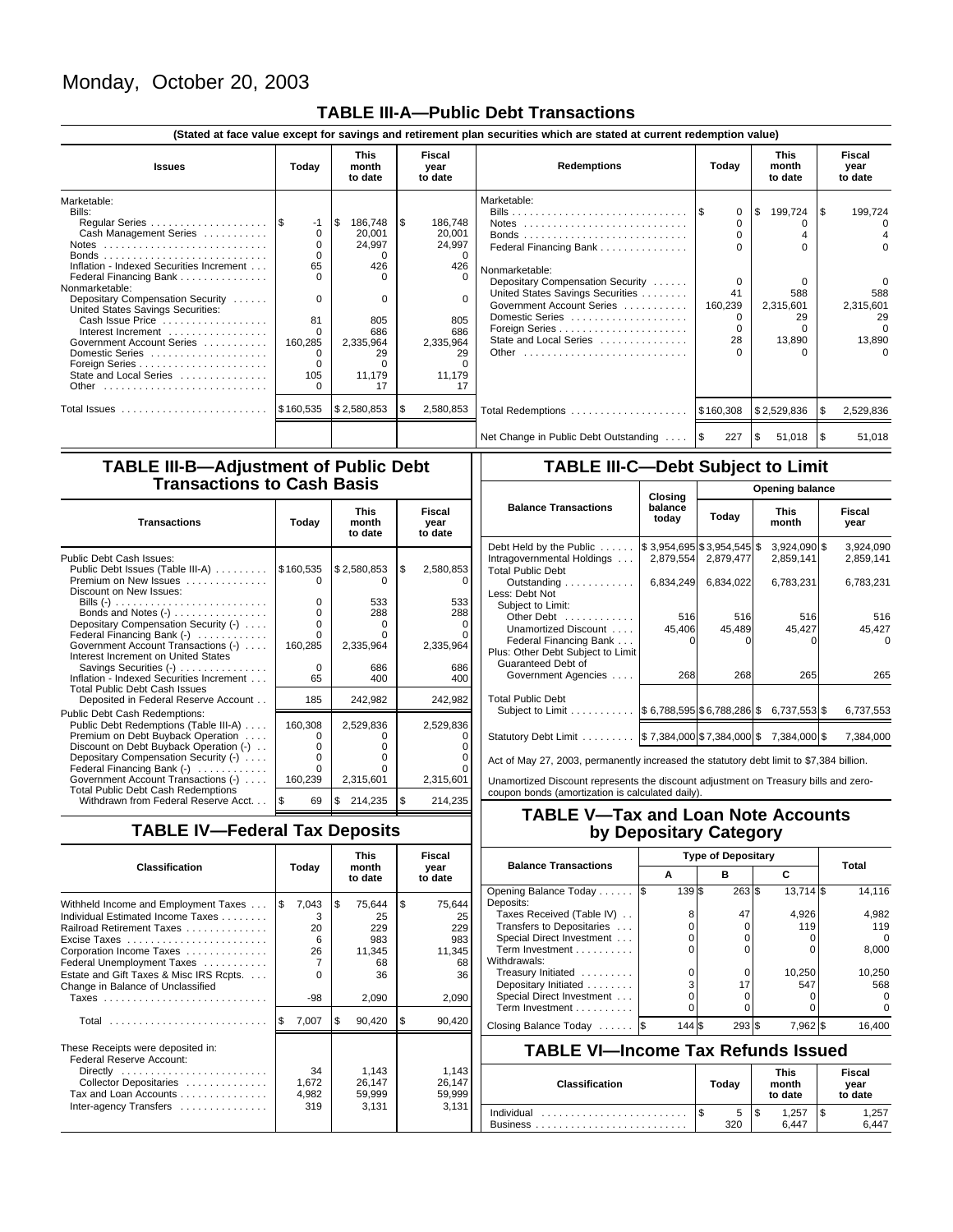Monday, October 20, 2003

## TABLE III-A—Public Debt Transactions

(Stated at face value except for savings and retirement plan securities which are stated at current redemption value)

| Issues | Today | This month to date | Fiscal year to date |
|---|---|---|---|
| Marketable: | | | |
| Bills: | | | |
| Regular Series | $ -1 | $ 186,748 | $ 186,748 |
| Cash Management Series | 0 | 20,001 | 20,001 |
| Notes | 0 | 24,997 | 24,997 |
| Bonds | 0 | 0 | 0 |
| Inflation - Indexed Securities Increment | 65 | 426 | 426 |
| Federal Financing Bank | 0 | 0 | 0 |
| Nonmarketable: | | | |
| Depositary Compensation Security | 0 | 0 | 0 |
| United States Savings Securities: | | | |
| Cash Issue Price | 81 | 805 | 805 |
| Interest Increment | 0 | 686 | 686 |
| Government Account Series | 160,285 | 2,335,964 | 2,335,964 |
| Domestic Series | 0 | 29 | 29 |
| Foreign Series | 0 | 0 | 0 |
| State and Local Series | 105 | 11,179 | 11,179 |
| Other | 0 | 17 | 17 |
| Total Issues | $160,535 | $2,580,853 | $ 2,580,853 |

| Redemptions | Today | This month to date | Fiscal year to date |
|---|---|---|---|
| Marketable: | | | |
| Bills | $ 0 | $ 199,724 | $ 199,724 |
| Notes | 0 | 0 | 0 |
| Bonds | 0 | 4 | 4 |
| Federal Financing Bank | 0 | 0 | 0 |
| Nonmarketable: | | | |
| Depositary Compensation Security | 0 | 0 | 0 |
| United States Savings Securities | 41 | 588 | 588 |
| Government Account Series | 160,239 | 2,315,601 | 2,315,601 |
| Domestic Series | 0 | 29 | 29 |
| Foreign Series | 0 | 0 | 0 |
| State and Local Series | 28 | 13,890 | 13,890 |
| Other | 0 | 0 | 0 |
| Total Redemptions | $160,308 | $2,529,836 | $ 2,529,836 |
| Net Change in Public Debt Outstanding | $ 227 | $ 51,018 | $ 51,018 |

## TABLE III-B—Adjustment of Public Debt Transactions to Cash Basis

| Transactions | Today | This month to date | Fiscal year to date |
|---|---|---|---|
| Public Debt Cash Issues: | | | |
| Public Debt Issues (Table III-A) | $160,535 | $2,580,853 | $ 2,580,853 |
| Premium on New Issues | 0 | 0 | 0 |
| Discount on New Issues: | | | |
| Bills (-) | 0 | 533 | 533 |
| Bonds and Notes (-) | 0 | 288 | 288 |
| Depositary Compensation Security (-) | 0 | 0 | 0 |
| Federal Financing Bank (-) | 0 | 0 | 0 |
| Government Account Transactions (-) | 160,285 | 2,335,964 | 2,335,964 |
| Interest Increment on United States Savings Securities (-) | 0 | 686 | 686 |
| Inflation - Indexed Securities Increment | 65 | 400 | 400 |
| Total Public Debt Cash Issues Deposited in Federal Reserve Account | 185 | 242,982 | 242,982 |
| Public Debt Cash Redemptions: | | | |
| Public Debt Redemptions (Table III-A) | 160,308 | 2,529,836 | 2,529,836 |
| Premium on Debt Buyback Operation | 0 | 0 | 0 |
| Discount on Debt Buyback Operation (-) | 0 | 0 | 0 |
| Depositary Compensation Security (-) | 0 | 0 | 0 |
| Federal Financing Bank (-) | 0 | 0 | 0 |
| Government Account Transactions (-) | 160,239 | 2,315,601 | 2,315,601 |
| Total Public Debt Cash Redemptions Withdrawn from Federal Reserve Acct. | $ 69 | $ 214,235 | $ 214,235 |

## TABLE III-C—Debt Subject to Limit

| Balance Transactions | Closing balance today | Opening balance Today | Opening balance This month | Opening balance Fiscal year |
|---|---|---|---|---|
| Debt Held by the Public | $ 3,954,695 | $ 3,954,545 | $ 3,924,090 | $ 3,924,090 |
| Intragovernmental Holdings | 2,879,554 | 2,879,477 | 2,859,141 | 2,859,141 |
| Total Public Debt Outstanding | 6,834,249 | 6,834,022 | 6,783,231 | 6,783,231 |
| Less: Debt Not Subject to Limit: | | | | |
| Other Debt | 516 | 516 | 516 | 516 |
| Unamortized Discount | 45,406 | 45,489 | 45,427 | 45,427 |
| Federal Financing Bank | 0 | 0 | 0 | 0 |
| Plus: Other Debt Subject to Limit Guaranteed Debt of Government Agencies | 268 | 268 | 265 | 265 |
| Total Public Debt Subject to Limit | $ 6,788,595 | $ 6,788,286 | $ 6,737,553 | $ 6,737,553 |
| Statutory Debt Limit | $ 7,384,000 | $ 7,384,000 | $ 7,384,000 | $ 7,384,000 |

Act of May 27, 2003, permanently increased the statutory debt limit to $7,384 billion.

Unamortized Discount represents the discount adjustment on Treasury bills and zero-coupon bonds (amortization is calculated daily).

## TABLE IV—Federal Tax Deposits

| Classification | Today | This month to date | Fiscal year to date |
|---|---|---|---|
| Withheld Income and Employment Taxes | $ 7,043 | $ 75,644 | $ 75,644 |
| Individual Estimated Income Taxes | 3 | 25 | 25 |
| Railroad Retirement Taxes | 20 | 229 | 229 |
| Excise Taxes | 6 | 983 | 983 |
| Corporation Income Taxes | 26 | 11,345 | 11,345 |
| Federal Unemployment Taxes | 7 | 68 | 68 |
| Estate and Gift Taxes & Misc IRS Rcpts. | 0 | 36 | 36 |
| Change in Balance of Unclassified Taxes | -98 | 2,090 | 2,090 |
| Total | $ 7,007 | $ 90,420 | $ 90,420 |
| These Receipts were deposited in: | | | |
| Federal Reserve Account: | | | |
| Directly | 34 | 1,143 | 1,143 |
| Collector Depositaries | 1,672 | 26,147 | 26,147 |
| Tax and Loan Accounts | 4,982 | 59,999 | 59,999 |
| Inter-agency Transfers | 319 | 3,131 | 3,131 |

## TABLE V—Tax and Loan Note Accounts by Depositary Category

| Balance Transactions | Type of Depositary A | B | C | Total |
|---|---|---|---|---|
| Opening Balance Today | $ 139 | $ 263 | $ 13,714 | $ 14,116 |
| Deposits: | | | | |
| Taxes Received (Table IV) | 8 | 47 | 4,926 | 4,982 |
| Transfers to Depositaries | 0 | 0 | 119 | 119 |
| Special Direct Investment | 0 | 0 | 0 | 0 |
| Term Investment | 0 | 0 | 0 | 8,000 |
| Withdrawals: | | | | |
| Treasury Initiated | 0 | 0 | 10,250 | 10,250 |
| Depositary Initiated | 3 | 17 | 547 | 568 |
| Special Direct Investment | 0 | 0 | 0 | 0 |
| Term Investment | 0 | 0 | 0 | 0 |
| Closing Balance Today | $ 144 | $ 293 | $ 7,962 | $ 16,400 |

## TABLE VI—Income Tax Refunds Issued

| Classification | Today | This month to date | Fiscal year to date |
|---|---|---|---|
| Individual | $ 5 | $ 1,257 | $ 1,257 |
| Business | 320 | 6,447 | 6,447 |